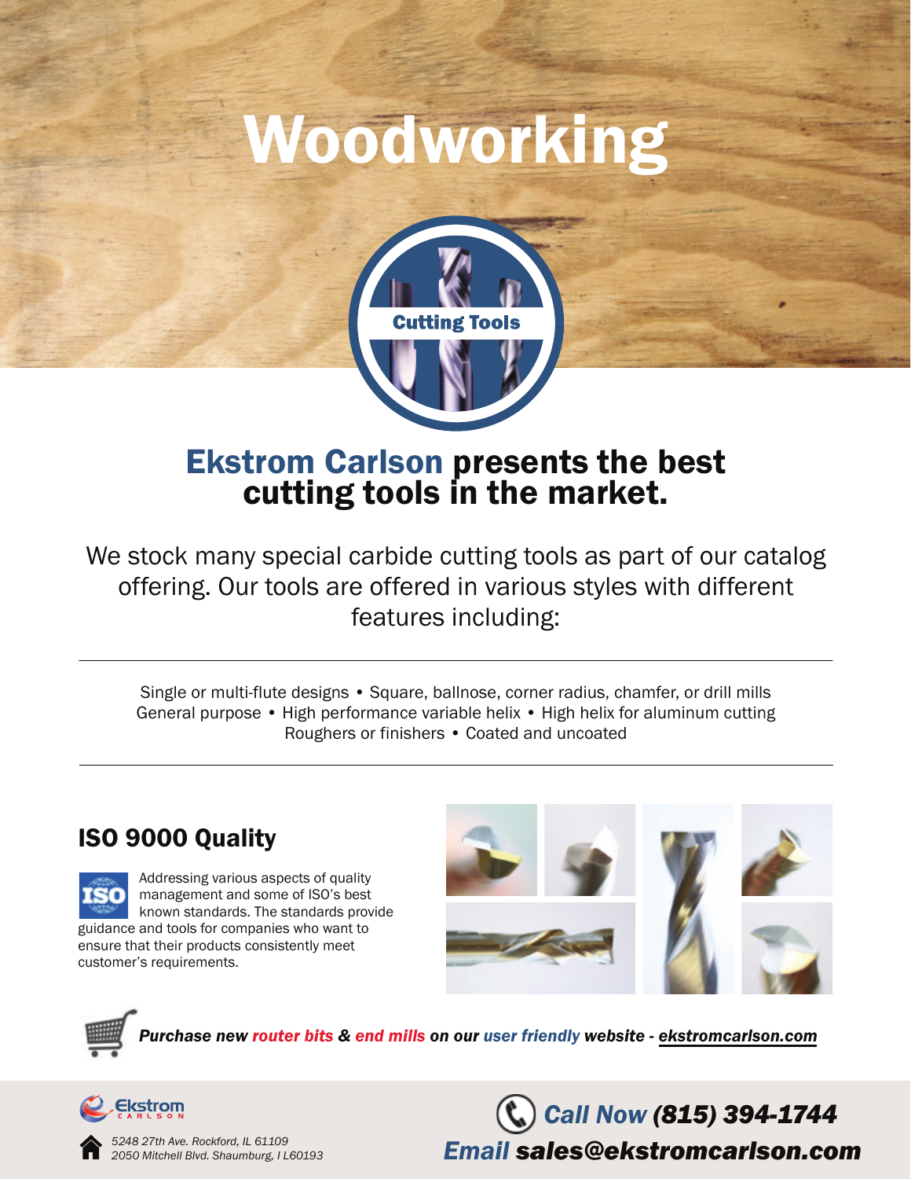# Woodworking

Cutting Tools

## Ekstrom Carlson presents the best cutting tools in the market.

We stock many special carbide cutting tools as part of our catalog offering. Our tools are offered in various styles with different features including:

---

Single or multi-flute designs • Square, ballnose, corner radius, chamfer, or drill mills
General purpose • High performance variable helix • High helix for aluminum cutting
Roughers or finishers • Coated and uncoated

---

## ISO 9000 Quality

Addressing various aspects of quality management and some of ISO's best known standards. The standards provide guidance and tools for companies who want to ensure that their products consistently meet customer's requirements.

***Purchase new router bits & end mills on our user friendly website - ekstromcarlson.com***

Ekstrom CARLSON

*5248 27th Ave. Rockford, IL 61109*
*2050 Mitchell Blvd. Shaumburg, I L60193*

***Call Now (815) 394-1744***
***Email sales@ekstromcarlson.com***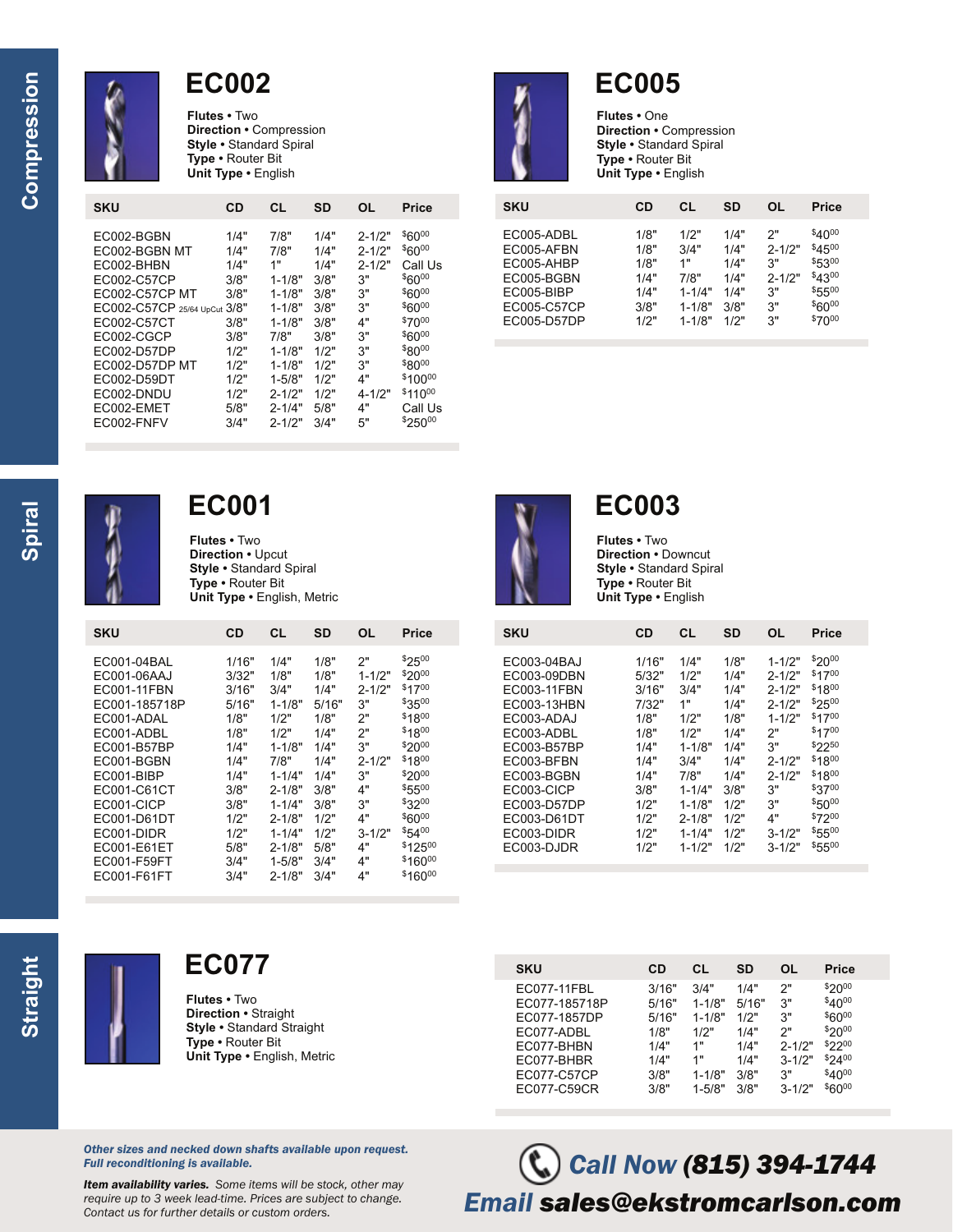## Compression

## EC002

**Flutes** • Two
**Direction** • Compression
**Style** • Standard Spiral
**Type** • Router Bit
**Unit Type** • English

| SKU | CD | CL | SD | OL | Price |
|---|---|---|---|---|---|
| EC002-BGBN | 1/4" | 7/8" | 1/4" | 2-1/2" | $60.00 |
| EC002-BGBN MT | 1/4" | 7/8" | 1/4" | 2-1/2" | $60.00 |
| EC002-BHBN | 1/4" | 1" | 1/4" | 2-1/2" | Call Us |
| EC002-C57CP | 3/8" | 1-1/8" | 3/8" | 3" | $60.00 |
| EC002-C57CP MT | 3/8" | 1-1/8" | 3/8" | 3" | $60.00 |
| EC002-C57CP 25/64 UpCut | 3/8" | 1-1/8" | 3/8" | 3" | $60.00 |
| EC002-C57CT | 3/8" | 1-1/8" | 3/8" | 4" | $70.00 |
| EC002-CGCP | 3/8" | 7/8" | 3/8" | 3" | $60.00 |
| EC002-D57DP | 1/2" | 1-1/8" | 1/2" | 3" | $80.00 |
| EC002-D57DP MT | 1/2" | 1-1/8" | 1/2" | 3" | $80.00 |
| EC002-D59DT | 1/2" | 1-5/8" | 1/2" | 4" | $100.00 |
| EC002-DNDU | 1/2" | 2-1/2" | 1/2" | 4-1/2" | $110.00 |
| EC002-EMET | 5/8" | 2-1/4" | 5/8" | 4" | Call Us |
| EC002-FNFV | 3/4" | 2-1/2" | 3/4" | 5" | $250.00 |

## EC005

**Flutes** • One
**Direction** • Compression
**Style** • Standard Spiral
**Type** • Router Bit
**Unit Type** • English

| SKU | CD | CL | SD | OL | Price |
|---|---|---|---|---|---|
| EC005-ADBL | 1/8" | 1/2" | 1/4" | 2" | $40.00 |
| EC005-AFBN | 1/8" | 3/4" | 1/4" | 2-1/2" | $45.00 |
| EC005-AHBP | 1/8" | 1" | 1/4" | 3" | $53.00 |
| EC005-BGBN | 1/4" | 7/8" | 1/4" | 2-1/2" | $43.00 |
| EC005-BIBP | 1/4" | 1-1/4" | 1/4" | 3" | $55.00 |
| EC005-C57CP | 3/8" | 1-1/8" | 3/8" | 3" | $60.00 |
| EC005-D57DP | 1/2" | 1-1/8" | 1/2" | 3" | $70.00 |

## Spiral

## EC001

**Flutes** • Two
**Direction** • Upcut
**Style** • Standard Spiral
**Type** • Router Bit
**Unit Type** • English, Metric

| SKU | CD | CL | SD | OL | Price |
|---|---|---|---|---|---|
| EC001-04BAL | 1/16" | 1/4" | 1/8" | 2" | $25.00 |
| EC001-06AAJ | 3/32" | 1/8" | 1/8" | 1-1/2" | $20.00 |
| EC001-11FBN | 3/16" | 3/4" | 1/4" | 2-1/2" | $17.00 |
| EC001-185718P | 5/16" | 1-1/8" | 5/16" | 3" | $35.00 |
| EC001-ADAL | 1/8" | 1/2" | 1/8" | 2" | $18.00 |
| EC001-ADBL | 1/8" | 1/2" | 1/4" | 2" | $18.00 |
| EC001-B57BP | 1/4" | 1-1/8" | 1/4" | 3" | $20.00 |
| EC001-BGBN | 1/4" | 7/8" | 1/4" | 2-1/2" | $18.00 |
| EC001-BIBP | 1/4" | 1-1/4" | 1/4" | 3" | $20.00 |
| EC001-C61CT | 3/8" | 2-1/8" | 3/8" | 4" | $55.00 |
| EC001-CICP | 3/8" | 1-1/4" | 3/8" | 3" | $32.00 |
| EC001-D61DT | 1/2" | 2-1/8" | 1/2" | 4" | $60.00 |
| EC001-DIDR | 1/2" | 1-1/4" | 1/2" | 3-1/2" | $54.00 |
| EC001-E61ET | 5/8" | 2-1/8" | 5/8" | 4" | $125.00 |
| EC001-F59FT | 3/4" | 1-5/8" | 3/4" | 4" | $160.00 |
| EC001-F61FT | 3/4" | 2-1/8" | 3/4" | 4" | $160.00 |

## EC003

**Flutes** • Two
**Direction** • Downcut
**Style** • Standard Spiral
**Type** • Router Bit
**Unit Type** • English

| SKU | CD | CL | SD | OL | Price |
|---|---|---|---|---|---|
| EC003-04BAJ | 1/16" | 1/4" | 1/8" | 1-1/2" | $20.00 |
| EC003-09DBN | 5/32" | 1/2" | 1/4" | 2-1/2" | $17.00 |
| EC003-11FBN | 3/16" | 3/4" | 1/4" | 2-1/2" | $18.00 |
| EC003-13HBN | 7/32" | 1" | 1/4" | 2-1/2" | $25.00 |
| EC003-ADAJ | 1/8" | 1/2" | 1/8" | 1-1/2" | $17.00 |
| EC003-ADBL | 1/8" | 1/2" | 1/4" | 2" | $17.00 |
| EC003-B57BP | 1/4" | 1-1/8" | 1/4" | 3" | $22.50 |
| EC003-BFBN | 1/4" | 3/4" | 1/4" | 2-1/2" | $18.00 |
| EC003-BGBN | 1/4" | 7/8" | 1/4" | 2-1/2" | $18.00 |
| EC003-CICP | 3/8" | 1-1/4" | 3/8" | 3" | $37.00 |
| EC003-D57DP | 1/2" | 1-1/8" | 1/2" | 3" | $50.00 |
| EC003-D61DT | 1/2" | 2-1/8" | 1/2" | 4" | $72.00 |
| EC003-DIDR | 1/2" | 1-1/4" | 1/2" | 3-1/2" | $55.00 |
| EC003-DJDR | 1/2" | 1-1/2" | 1/2" | 3-1/2" | $55.00 |

## Straight

## EC077

**Flutes** • Two
**Direction** • Straight
**Style** • Standard Straight
**Type** • Router Bit
**Unit Type** • English, Metric

| SKU | CD | CL | SD | OL | Price |
|---|---|---|---|---|---|
| EC077-11FBL | 3/16" | 3/4" | 1/4" | 2" | $20.00 |
| EC077-185718P | 5/16" | 1-1/8" | 5/16" | 3" | $40.00 |
| EC077-1857DP | 5/16" | 1-1/8" | 1/2" | 3" | $60.00 |
| EC077-ADBL | 1/8" | 1/2" | 1/4" | 2" | $20.00 |
| EC077-BHBN | 1/4" | 1" | 1/4" | 2-1/2" | $22.00 |
| EC077-BHBR | 1/4" | 1" | 1/4" | 3-1/2" | $24.00 |
| EC077-C57CP | 3/8" | 1-1/8" | 3/8" | 3" | $40.00 |
| EC077-C59CR | 3/8" | 1-5/8" | 3/8" | 3-1/2" | $60.00 |

***Other sizes and necked down shafts available upon request.***
***Full reconditioning is available.***

***Item availability varies.*** *Some items will be stock, other may require up to 3 week lead-time. Prices are subject to change. Contact us for further details or custom orders.*

***Call Now (815) 394-1744***
***Email sales@ekstromcarlson.com***